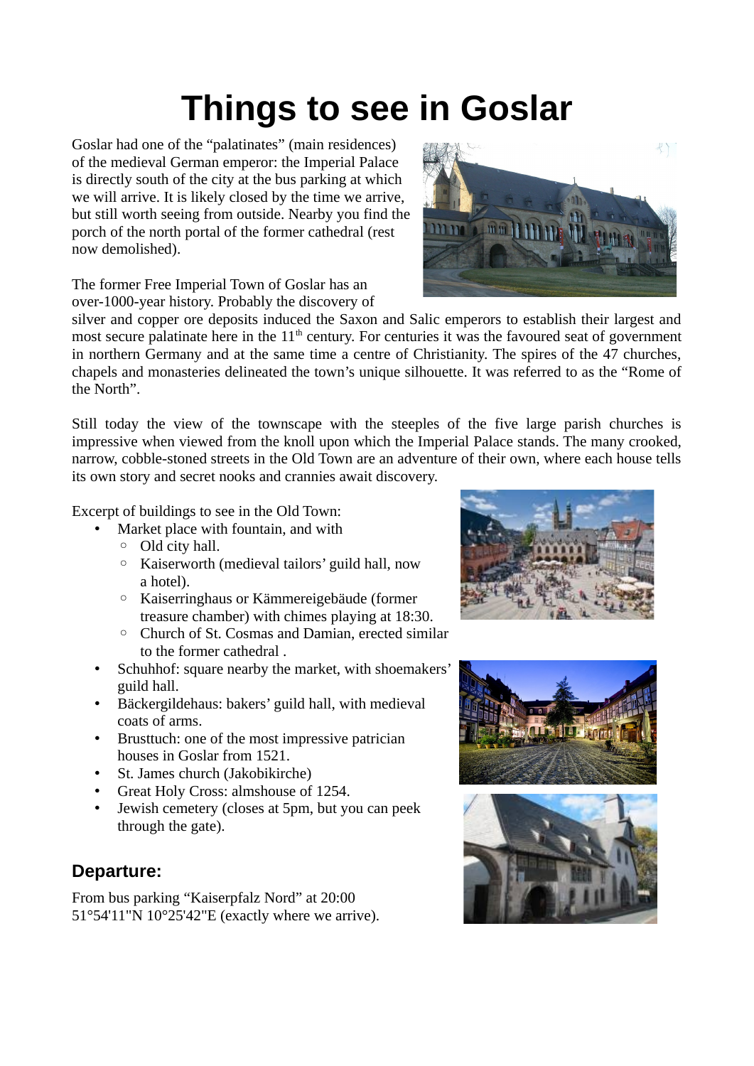# Things to see in Goslar

Goslar had one of the “palatinates” (main residences) of the medieval German emperor: the Imperial Palace is directly south of the city at the bus parking at which we will arrive. It is likely closed by the time we arrive, but still worth seeing from outside. Nearby you find the porch of the north portal of the former cathedral (rest now demolished).

The former Free Imperial Town of Goslar has an over-1000-year history. Probably the discovery of silver and copper ore deposits induced the Saxon and Salic emperors to establish their largest and most secure palatinate here in the 11th century. For centuries it was the favoured seat of government in northern Germany and at the same time a centre of Christianity. The spires of the 47 churches, chapels and monasteries delineated the town’s unique silhouette. It was referred to as the “Rome of the North”.

Still today the view of the townscape with the steeples of the five large parish churches is impressive when viewed from the knoll upon which the Imperial Palace stands. The many crooked, narrow, cobble-stoned streets in the Old Town are an adventure of their own, where each house tells its own story and secret nooks and crannies await discovery.

Excerpt of buildings to see in the Old Town:

- Market place with fountain, and with
  - Old city hall.
  - Kaiserworth (medieval tailors’ guild hall, now a hotel).
  - Kaiserringhaus or Kämmereigebäude (former treasure chamber) with chimes playing at 18:30.
  - Church of St. Cosmas and Damian, erected similar to the former cathedral .
- Schuhhof: square nearby the market, with shoemakers’ guild hall.
- Bäckergildehaus: bakers’ guild hall, with medieval coats of arms.
- Brusttuch: one of the most impressive patrician houses in Goslar from 1521.
- St. James church (Jakobikirche)
- Great Holy Cross: almshouse of 1254.
- Jewish cemetery (closes at 5pm, but you can peek through the gate).

## Departure:

From bus parking “Kaiserpfalz Nord” at 20:00
51°54'11"N 10°25'42"E (exactly where we arrive).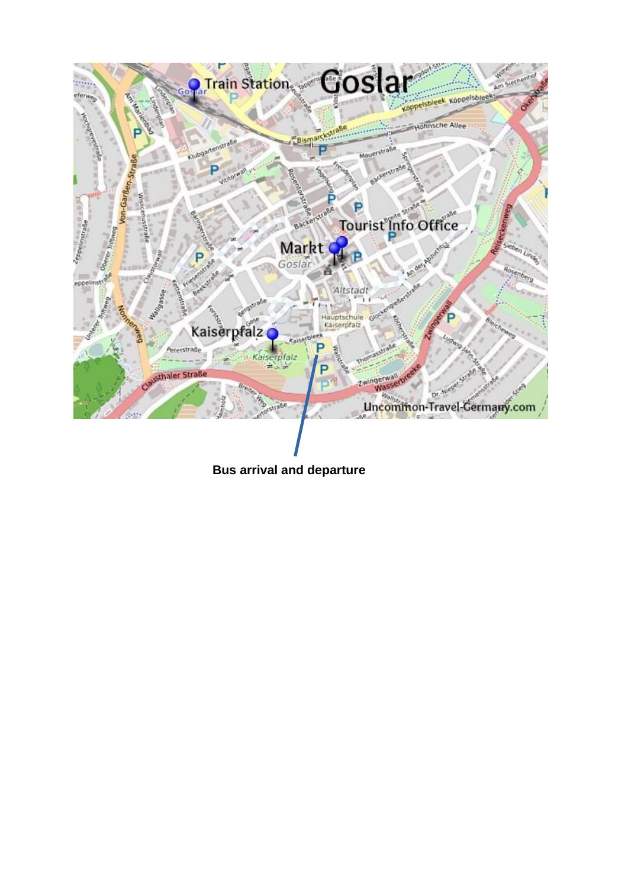**Bus arrival and departure**